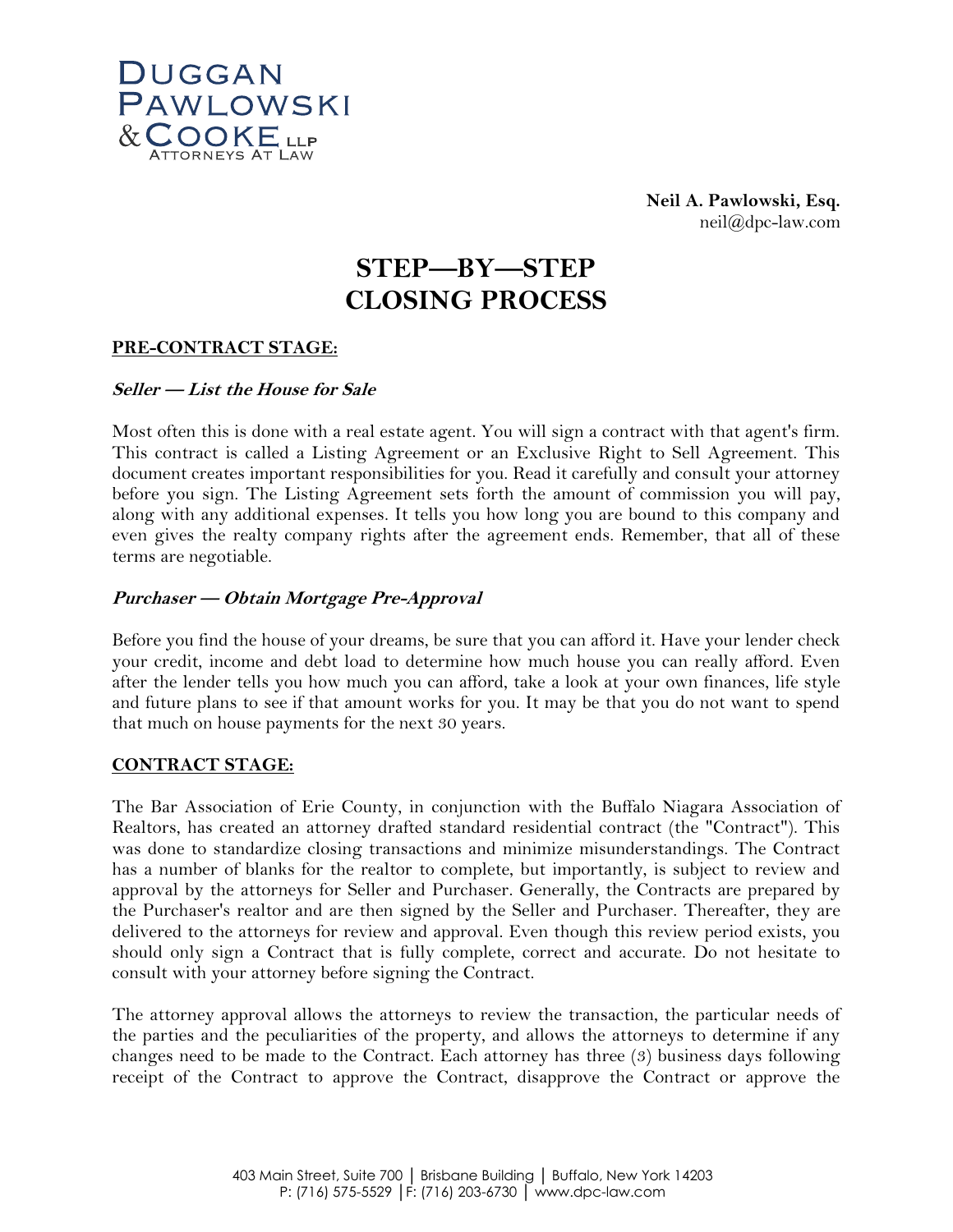DUGGAN PAWLOWSKI & COOKE LLP
ATTORNEYS AT LAW

**Neil A. Pawlowski, Esq.**
neil@dpc-law.com

# STEP—BY—STEP CLOSING PROCESS

## PRE-CONTRACT STAGE:

### *Seller — List the House for Sale*

Most often this is done with a real estate agent. You will sign a contract with that agent's firm. This contract is called a Listing Agreement or an Exclusive Right to Sell Agreement. This document creates important responsibilities for you. Read it carefully and consult your attorney before you sign. The Listing Agreement sets forth the amount of commission you will pay, along with any additional expenses. It tells you how long you are bound to this company and even gives the realty company rights after the agreement ends. Remember, that all of these terms are negotiable.

### *Purchaser — Obtain Mortgage Pre-Approval*

Before you find the house of your dreams, be sure that you can afford it. Have your lender check your credit, income and debt load to determine how much house you can really afford. Even after the lender tells you how much you can afford, take a look at your own finances, life style and future plans to see if that amount works for you. It may be that you do not want to spend that much on house payments for the next 30 years.

## CONTRACT STAGE:

The Bar Association of Erie County, in conjunction with the Buffalo Niagara Association of Realtors, has created an attorney drafted standard residential contract (the "Contract"). This was done to standardize closing transactions and minimize misunderstandings. The Contract has a number of blanks for the realtor to complete, but importantly, is subject to review and approval by the attorneys for Seller and Purchaser. Generally, the Contracts are prepared by the Purchaser's realtor and are then signed by the Seller and Purchaser. Thereafter, they are delivered to the attorneys for review and approval. Even though this review period exists, you should only sign a Contract that is fully complete, correct and accurate. Do not hesitate to consult with your attorney before signing the Contract.

The attorney approval allows the attorneys to review the transaction, the particular needs of the parties and the peculiarities of the property, and allows the attorneys to determine if any changes need to be made to the Contract. Each attorney has three (3) business days following receipt of the Contract to approve the Contract, disapprove the Contract or approve the

403 Main Street, Suite 700 | Brisbane Building | Buffalo, New York 14203
P: (716) 575-5529 | F: (716) 203-6730 | www.dpc-law.com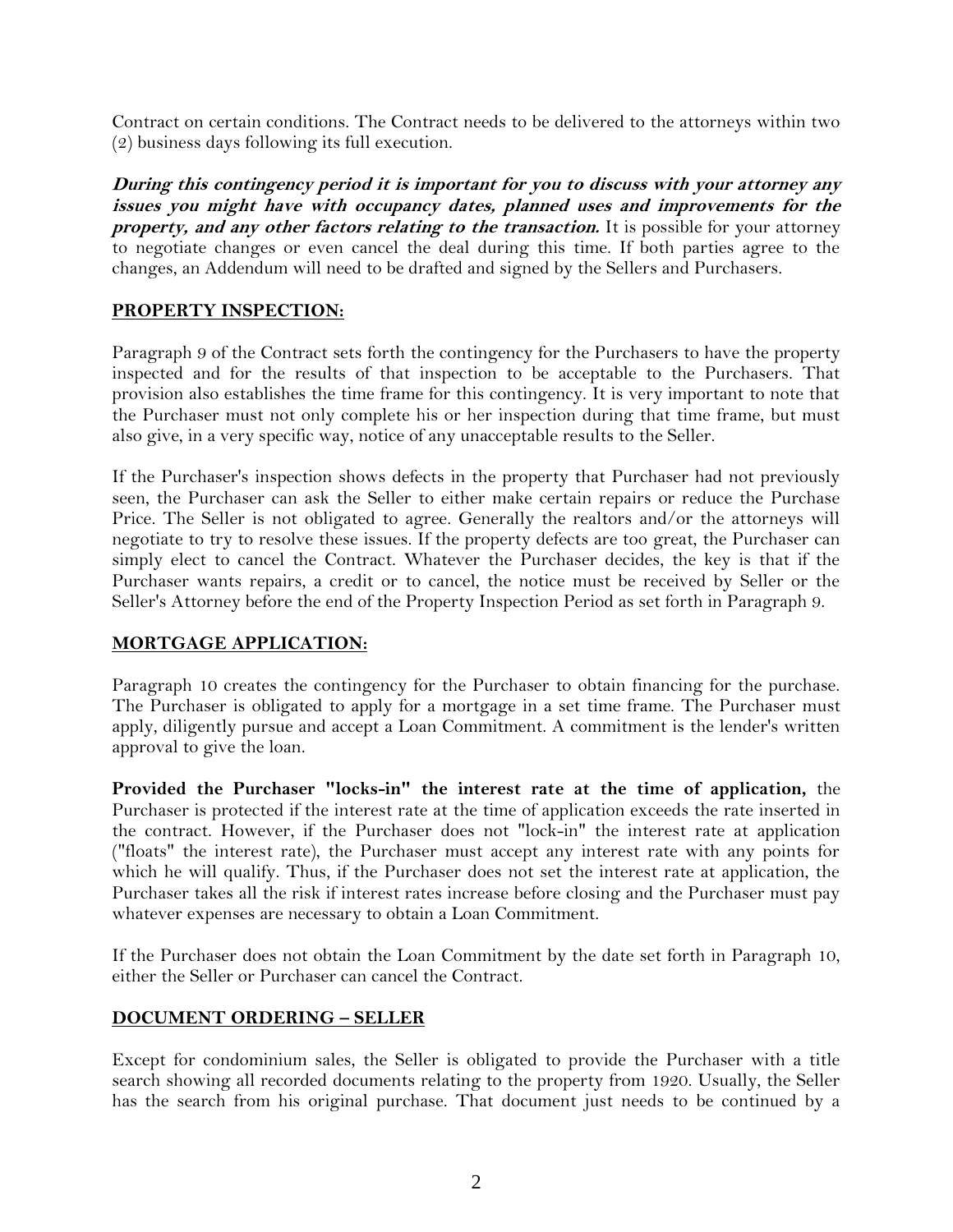Contract on certain conditions. The Contract needs to be delivered to the attorneys within two (2) business days following its full execution.

***During this contingency period it is important for you to discuss with your attorney any issues you might have with occupancy dates, planned uses and improvements for the property, and any other factors relating to the transaction.*** It is possible for your attorney to negotiate changes or even cancel the deal during this time. If both parties agree to the changes, an Addendum will need to be drafted and signed by the Sellers and Purchasers.

## **PROPERTY INSPECTION:**

Paragraph 9 of the Contract sets forth the contingency for the Purchasers to have the property inspected and for the results of that inspection to be acceptable to the Purchasers. That provision also establishes the time frame for this contingency. It is very important to note that the Purchaser must not only complete his or her inspection during that time frame, but must also give, in a very specific way, notice of any unacceptable results to the Seller.

If the Purchaser's inspection shows defects in the property that Purchaser had not previously seen, the Purchaser can ask the Seller to either make certain repairs or reduce the Purchase Price. The Seller is not obligated to agree. Generally the realtors and/or the attorneys will negotiate to try to resolve these issues. If the property defects are too great, the Purchaser can simply elect to cancel the Contract. Whatever the Purchaser decides, the key is that if the Purchaser wants repairs, a credit or to cancel, the notice must be received by Seller or the Seller's Attorney before the end of the Property Inspection Period as set forth in Paragraph 9.

## **MORTGAGE APPLICATION:**

Paragraph 10 creates the contingency for the Purchaser to obtain financing for the purchase. The Purchaser is obligated to apply for a mortgage in a set time frame. The Purchaser must apply, diligently pursue and accept a Loan Commitment. A commitment is the lender's written approval to give the loan.

**Provided the Purchaser "locks-in" the interest rate at the time of application,** the Purchaser is protected if the interest rate at the time of application exceeds the rate inserted in the contract. However, if the Purchaser does not "lock-in" the interest rate at application ("floats" the interest rate), the Purchaser must accept any interest rate with any points for which he will qualify. Thus, if the Purchaser does not set the interest rate at application, the Purchaser takes all the risk if interest rates increase before closing and the Purchaser must pay whatever expenses are necessary to obtain a Loan Commitment.

If the Purchaser does not obtain the Loan Commitment by the date set forth in Paragraph 10, either the Seller or Purchaser can cancel the Contract.

## **DOCUMENT ORDERING – SELLER**

Except for condominium sales, the Seller is obligated to provide the Purchaser with a title search showing all recorded documents relating to the property from 1920. Usually, the Seller has the search from his original purchase. That document just needs to be continued by a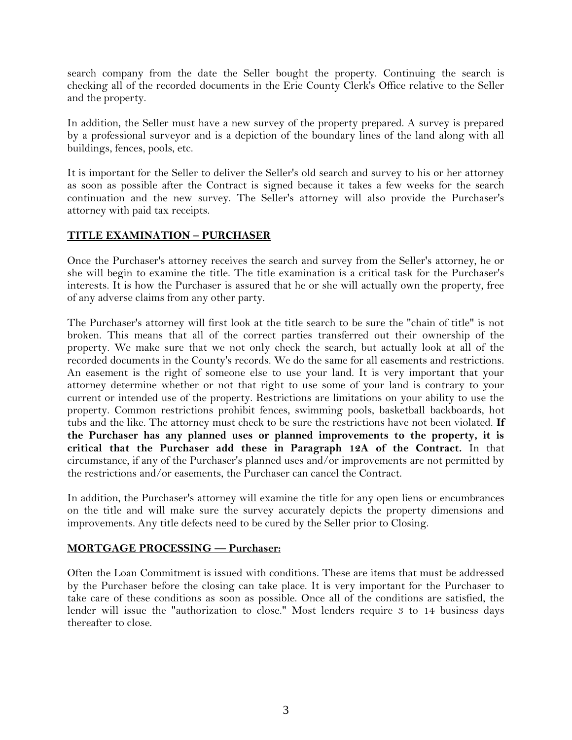search company from the date the Seller bought the property. Continuing the search is checking all of the recorded documents in the Erie County Clerk's Office relative to the Seller and the property.

In addition, the Seller must have a new survey of the property prepared. A survey is prepared by a professional surveyor and is a depiction of the boundary lines of the land along with all buildings, fences, pools, etc.

It is important for the Seller to deliver the Seller's old search and survey to his or her attorney as soon as possible after the Contract is signed because it takes a few weeks for the search continuation and the new survey. The Seller's attorney will also provide the Purchaser's attorney with paid tax receipts.

## TITLE EXAMINATION – PURCHASER

Once the Purchaser's attorney receives the search and survey from the Seller's attorney, he or she will begin to examine the title. The title examination is a critical task for the Purchaser's interests. It is how the Purchaser is assured that he or she will actually own the property, free of any adverse claims from any other party.

The Purchaser's attorney will first look at the title search to be sure the "chain of title" is not broken. This means that all of the correct parties transferred out their ownership of the property. We make sure that we not only check the search, but actually look at all of the recorded documents in the County's records. We do the same for all easements and restrictions. An easement is the right of someone else to use your land. It is very important that your attorney determine whether or not that right to use some of your land is contrary to your current or intended use of the property. Restrictions are limitations on your ability to use the property. Common restrictions prohibit fences, swimming pools, basketball backboards, hot tubs and the like. The attorney must check to be sure the restrictions have not been violated. **If the Purchaser has any planned uses or planned improvements to the property, it is critical that the Purchaser add these in Paragraph 12A of the Contract.** In that circumstance, if any of the Purchaser's planned uses and/or improvements are not permitted by the restrictions and/or easements, the Purchaser can cancel the Contract.

In addition, the Purchaser's attorney will examine the title for any open liens or encumbrances on the title and will make sure the survey accurately depicts the property dimensions and improvements. Any title defects need to be cured by the Seller prior to Closing.

## MORTGAGE PROCESSING — Purchaser:

Often the Loan Commitment is issued with conditions. These are items that must be addressed by the Purchaser before the closing can take place. It is very important for the Purchaser to take care of these conditions as soon as possible. Once all of the conditions are satisfied, the lender will issue the "authorization to close." Most lenders require 3 to 14 business days thereafter to close.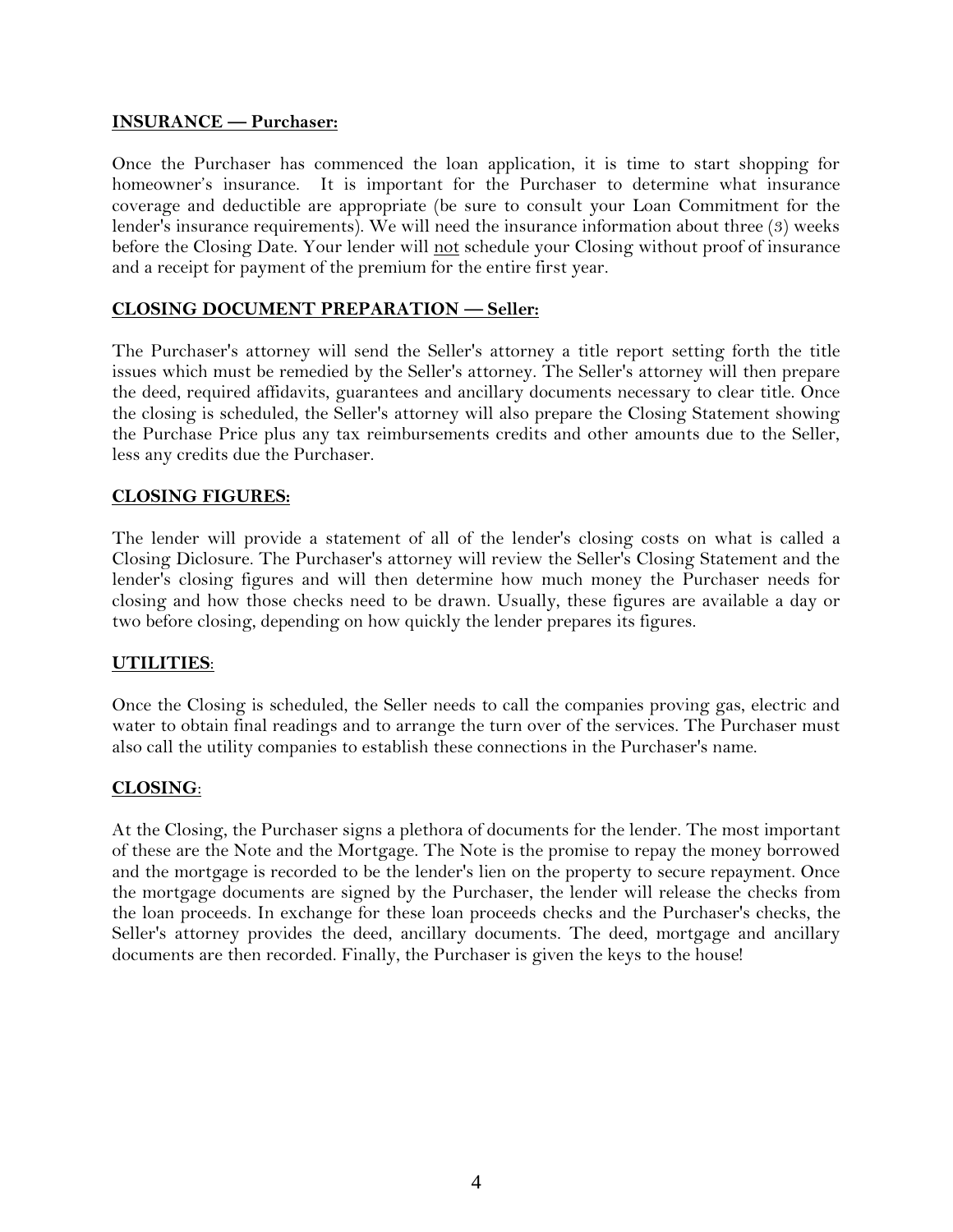**INSURANCE — Purchaser:**

Once the Purchaser has commenced the loan application, it is time to start shopping for homeowner's insurance. It is important for the Purchaser to determine what insurance coverage and deductible are appropriate (be sure to consult your Loan Commitment for the lender's insurance requirements). We will need the insurance information about three (3) weeks before the Closing Date. Your lender will not schedule your Closing without proof of insurance and a receipt for payment of the premium for the entire first year.

**CLOSING DOCUMENT PREPARATION — Seller:**

The Purchaser's attorney will send the Seller's attorney a title report setting forth the title issues which must be remedied by the Seller's attorney. The Seller's attorney will then prepare the deed, required affidavits, guarantees and ancillary documents necessary to clear title. Once the closing is scheduled, the Seller's attorney will also prepare the Closing Statement showing the Purchase Price plus any tax reimbursements credits and other amounts due to the Seller, less any credits due the Purchaser.

**CLOSING FIGURES:**

The lender will provide a statement of all of the lender's closing costs on what is called a Closing Diclosure. The Purchaser's attorney will review the Seller's Closing Statement and the lender's closing figures and will then determine how much money the Purchaser needs for closing and how those checks need to be drawn. Usually, these figures are available a day or two before closing, depending on how quickly the lender prepares its figures.

**UTILITIES**:

Once the Closing is scheduled, the Seller needs to call the companies proving gas, electric and water to obtain final readings and to arrange the turn over of the services. The Purchaser must also call the utility companies to establish these connections in the Purchaser's name.

**CLOSING**:

At the Closing, the Purchaser signs a plethora of documents for the lender. The most important of these are the Note and the Mortgage. The Note is the promise to repay the money borrowed and the mortgage is recorded to be the lender's lien on the property to secure repayment. Once the mortgage documents are signed by the Purchaser, the lender will release the checks from the loan proceeds. In exchange for these loan proceeds checks and the Purchaser's checks, the Seller's attorney provides the deed, ancillary documents. The deed, mortgage and ancillary documents are then recorded. Finally, the Purchaser is given the keys to the house!